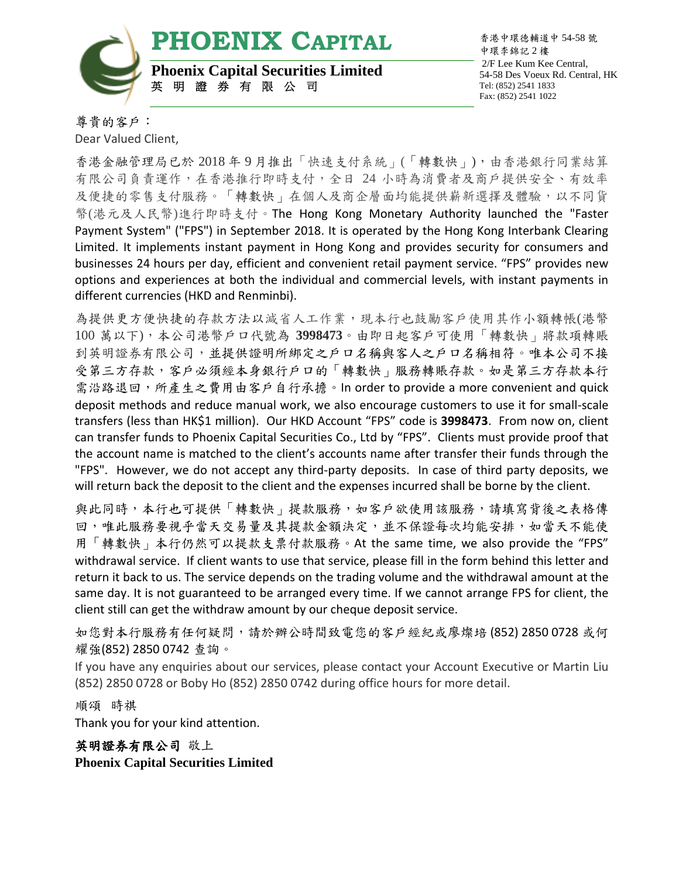# PHOENIX CAPITAL

**Phoenix Capital Securities Limited**
英 明 證 券 有 限 公 司

香港中環德輔道中 54-58 號
中環李錦記 2 樓
2/F Lee Kum Kee Central,
54-58 Des Voeux Rd. Central, HK
Tel: (852) 2541 1833
Fax: (852) 2541 1022

尊貴的客戶：
Dear Valued Client,

香港金融管理局已於 2018 年 9 月推出「快速支付系統」(「轉數快」)，由香港銀行同業結算有限公司負責運作，在香港推行即時支付，全日 24 小時為消費者及商戶提供安全、有效率及便捷的零售支付服務。「轉數快」在個人及商企層面均能提供嶄新選擇及體驗，以不同貨幣(港元及人民幣)進行即時支付。The Hong Kong Monetary Authority launched the "Faster Payment System" ("FPS") in September 2018. It is operated by the Hong Kong Interbank Clearing Limited. It implements instant payment in Hong Kong and provides security for consumers and businesses 24 hours per day, efficient and convenient retail payment service. "FPS" provides new options and experiences at both the individual and commercial levels, with instant payments in different currencies (HKD and Renminbi).

為提供更方便快捷的存款方法以減省人工作業，現本行也鼓勵客戶使用其作小額轉帳(港幣 100 萬以下)，本公司港幣戶口代號為 **3998473**。由即日起客戶可使用「轉數快」將款項轉賬到英明證券有限公司，並提供證明所綁定之戶口名稱與客人之戶口名稱相符。唯本公司不接受第三方存款，客戶必須經本身銀行戶口的「轉數快」服務轉賬存款。如是第三方存款本行需沿路退回，所產生之費用由客戶自行承擔。In order to provide a more convenient and quick deposit methods and reduce manual work, we also encourage customers to use it for small-scale transfers (less than HK$1 million). Our HKD Account "FPS" code is **3998473**. From now on, client can transfer funds to Phoenix Capital Securities Co., Ltd by "FPS". Clients must provide proof that the account name is matched to the client's accounts name after transfer their funds through the "FPS". However, we do not accept any third-party deposits. In case of third party deposits, we will return back the deposit to the client and the expenses incurred shall be borne by the client.

與此同時，本行也可提供「轉數快」提款服務，如客戶欲使用該服務，請填寫背後之表格傳回，唯此服務要視乎當天交易量及其提款金額決定，並不保證每次均能安排，如當天不能使用「轉數快」本行仍然可以提款支票付款服務。At the same time, we also provide the "FPS" withdrawal service. If client wants to use that service, please fill in the form behind this letter and return it back to us. The service depends on the trading volume and the withdrawal amount at the same day. It is not guaranteed to be arranged every time. If we cannot arrange FPS for client, the client still can get the withdraw amount by our cheque deposit service.

如您對本行服務有任何疑問，請於辦公時間致電您的客戶經紀或廖燦培 (852) 2850 0728 或何耀強(852) 2850 0742 查詢。

If you have any enquiries about our services, please contact your Account Executive or Martin Liu (852) 2850 0728 or Boby Ho (852) 2850 0742 during office hours for more detail.

順頌　時祺
Thank you for your kind attention.

**英明證券有限公司** 敬上
**Phoenix Capital Securities Limited**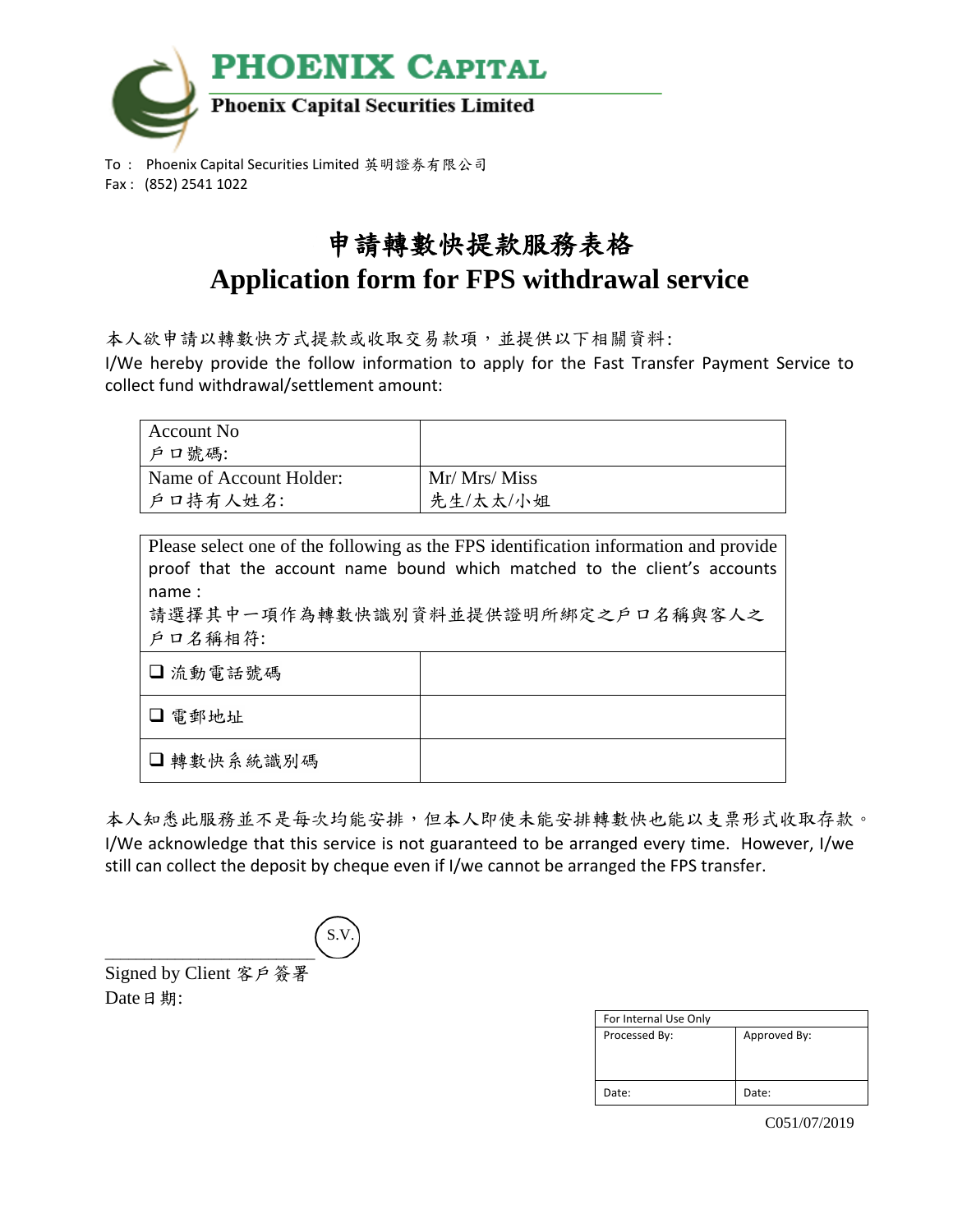**PHOENIX CAPITAL**

**Phoenix Capital Securities Limited**

To： Phoenix Capital Securities Limited 英明證券有限公司
Fax： (852) 2541 1022

# 申請轉數快提款服務表格
# Application form for FPS withdrawal service

本人欲申請以轉數快方式提款或收取交易款項，並提供以下相關資料:
I/We hereby provide the follow information to apply for the Fast Transfer Payment Service to collect fund withdrawal/settlement amount:

| | |
|---|---|
| Account No<br>戶口號碼: | |
| Name of Account Holder:<br>戶口持有人姓名: | Mr/ Mrs/ Miss<br>先生/太太/小姐 |

| Please select one of the following as the FPS identification information and provide proof that the account name bound which matched to the client's accounts name :<br>請選擇其中一項作為轉數快識別資料並提供證明所綁定之戶口名稱與客人之戶口名稱相符: | |
|---|---|
| ❑ 流動電話號碼 | |
| ❑ 電郵地址 | |
| ❑ 轉數快系統識別碼 | |

本人知悉此服務並不是每次均能安排，但本人即使未能安排轉數快也能以支票形式收取存款。
I/We acknowledge that this service is not guaranteed to be arranged every time. However, I/we still can collect the deposit by cheque even if I/we cannot be arranged the FPS transfer.

\_\_\_\_\_\_\_\_\_\_\_\_\_\_\_\_\_\_\_\_\_\_\_\_ (S.V.)
Signed by Client 客戶簽署
Date 日期:

| For Internal Use Only | |
|---|---|
| Processed By: | Approved By: |
| Date: | Date: |

C051/07/2019